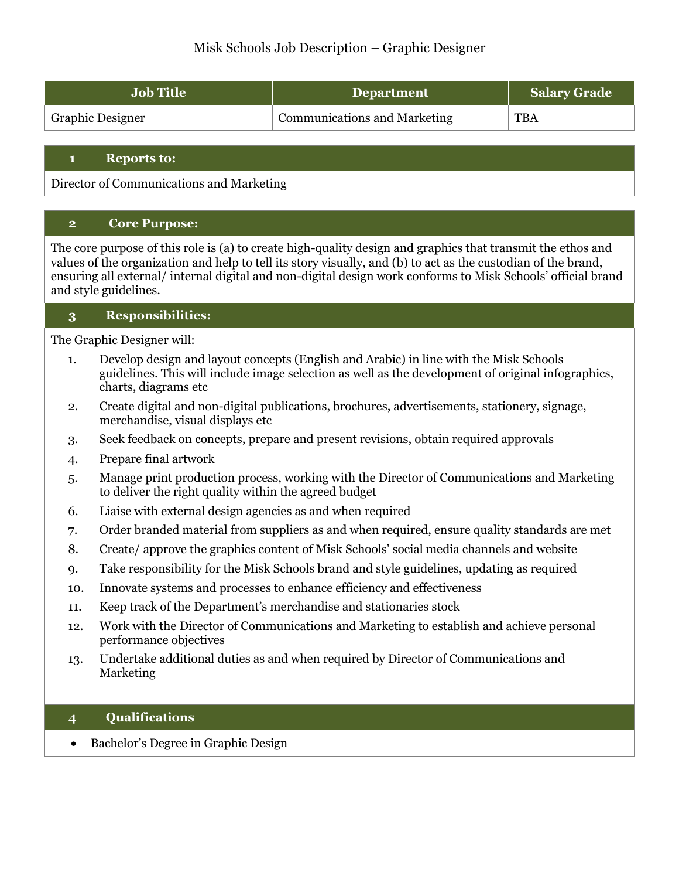# Misk Schools Job Description – Graphic Designer

| Job Title | Department | Salary Grade |
|---|---|---|
| Graphic Designer | Communications and Marketing | TBA |

## 1 Reports to:

Director of Communications and Marketing

## 2 Core Purpose:

The core purpose of this role is (a) to create high-quality design and graphics that transmit the ethos and values of the organization and help to tell its story visually, and (b) to act as the custodian of the brand, ensuring all external/ internal digital and non-digital design work conforms to Misk Schools' official brand and style guidelines.

## 3 Responsibilities:

The Graphic Designer will:

1. Develop design and layout concepts (English and Arabic) in line with the Misk Schools guidelines. This will include image selection as well as the development of original infographics, charts, diagrams etc
2. Create digital and non-digital publications, brochures, advertisements, stationery, signage, merchandise, visual displays etc
3. Seek feedback on concepts, prepare and present revisions, obtain required approvals
4. Prepare final artwork
5. Manage print production process, working with the Director of Communications and Marketing to deliver the right quality within the agreed budget
6. Liaise with external design agencies as and when required
7. Order branded material from suppliers as and when required, ensure quality standards are met
8. Create/ approve the graphics content of Misk Schools' social media channels and website
9. Take responsibility for the Misk Schools brand and style guidelines, updating as required
10. Innovate systems and processes to enhance efficiency and effectiveness
11. Keep track of the Department's merchandise and stationaries stock
12. Work with the Director of Communications and Marketing to establish and achieve personal performance objectives
13. Undertake additional duties as and when required by Director of Communications and Marketing

## 4 Qualifications

- Bachelor's Degree in Graphic Design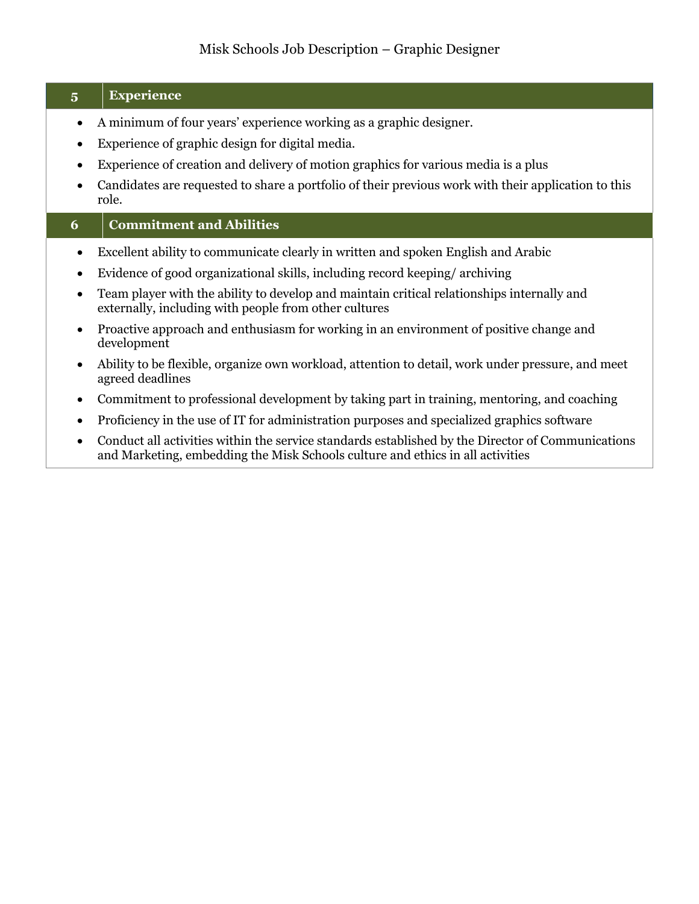## 5 Experience

- A minimum of four years' experience working as a graphic designer.
- Experience of graphic design for digital media.
- Experience of creation and delivery of motion graphics for various media is a plus
- Candidates are requested to share a portfolio of their previous work with their application to this role.

## 6 Commitment and Abilities

- Excellent ability to communicate clearly in written and spoken English and Arabic
- Evidence of good organizational skills, including record keeping/ archiving
- Team player with the ability to develop and maintain critical relationships internally and externally, including with people from other cultures
- Proactive approach and enthusiasm for working in an environment of positive change and development
- Ability to be flexible, organize own workload, attention to detail, work under pressure, and meet agreed deadlines
- Commitment to professional development by taking part in training, mentoring, and coaching
- Proficiency in the use of IT for administration purposes and specialized graphics software
- Conduct all activities within the service standards established by the Director of Communications and Marketing, embedding the Misk Schools culture and ethics in all activities